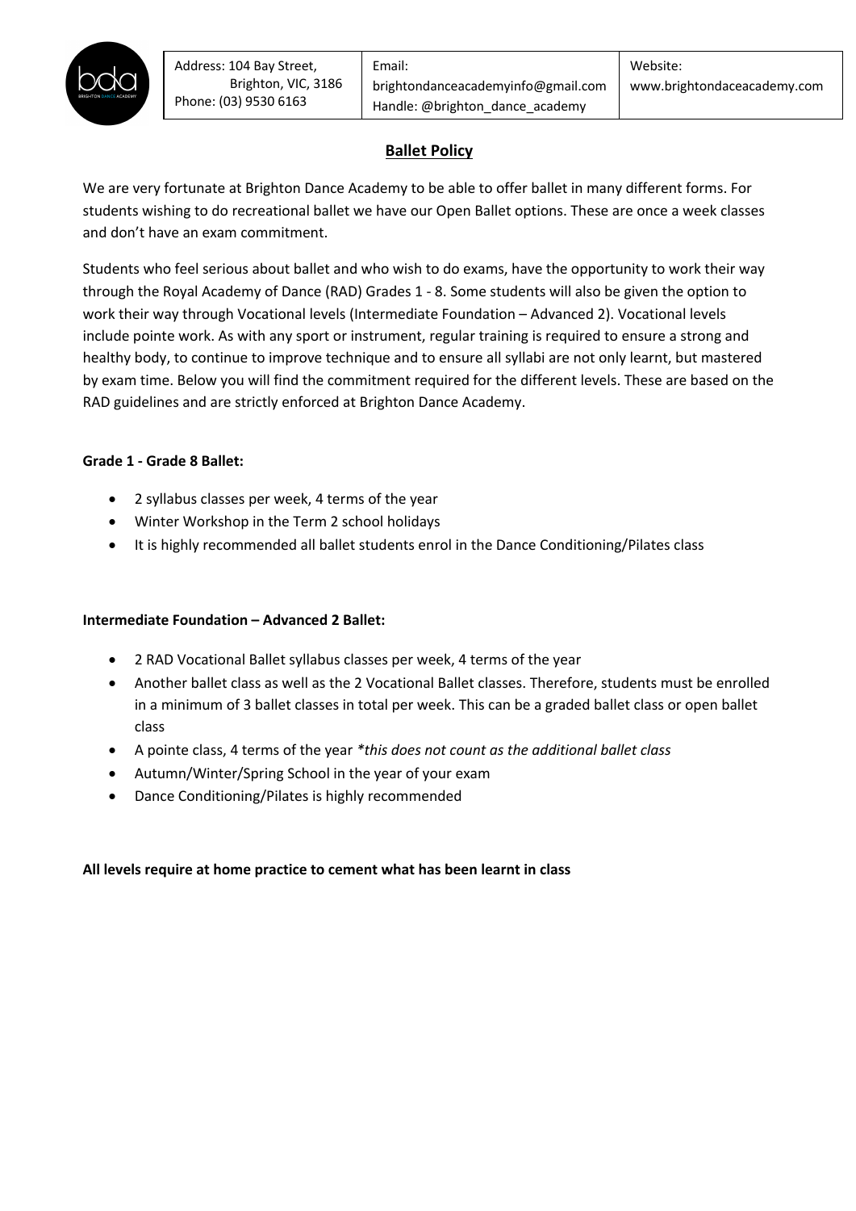| Address: 104 Bay Street, Brighton, VIC, 3186 Phone: (03) 9530 6163 | Email: brightondanceacademyinfo@gmail.com Handle: @brighton_dance_academy | Website: www.brightondaceacademy.com |
| --- | --- | --- |

## Ballet Policy

We are very fortunate at Brighton Dance Academy to be able to offer ballet in many different forms. For students wishing to do recreational ballet we have our Open Ballet options. These are once a week classes and don't have an exam commitment.

Students who feel serious about ballet and who wish to do exams, have the opportunity to work their way through the Royal Academy of Dance (RAD) Grades 1 - 8. Some students will also be given the option to work their way through Vocational levels (Intermediate Foundation – Advanced 2). Vocational levels include pointe work. As with any sport or instrument, regular training is required to ensure a strong and healthy body, to continue to improve technique and to ensure all syllabi are not only learnt, but mastered by exam time. Below you will find the commitment required for the different levels. These are based on the RAD guidelines and are strictly enforced at Brighton Dance Academy.

**Grade 1 - Grade 8 Ballet:**

- 2 syllabus classes per week, 4 terms of the year
- Winter Workshop in the Term 2 school holidays
- It is highly recommended all ballet students enrol in the Dance Conditioning/Pilates class

**Intermediate Foundation – Advanced 2 Ballet:**

- 2 RAD Vocational Ballet syllabus classes per week, 4 terms of the year
- Another ballet class as well as the 2 Vocational Ballet classes. Therefore, students must be enrolled in a minimum of 3 ballet classes in total per week. This can be a graded ballet class or open ballet class
- A pointe class, 4 terms of the year *\*this does not count as the additional ballet class*
- Autumn/Winter/Spring School in the year of your exam
- Dance Conditioning/Pilates is highly recommended

**All levels require at home practice to cement what has been learnt in class**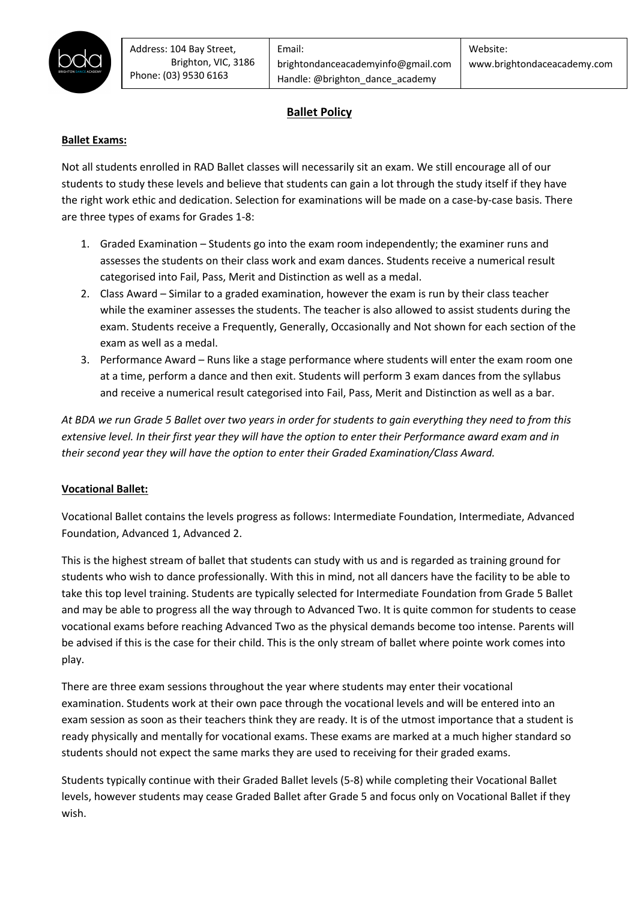Address: 104 Bay Street, Brighton, VIC, 3186
Phone: (03) 9530 6163

Email: brightondanceacademyinfo@gmail.com
Handle: @brighton_dance_academy

Website: www.brightondaceacademy.com

## Ballet Policy

### Ballet Exams:

Not all students enrolled in RAD Ballet classes will necessarily sit an exam. We still encourage all of our students to study these levels and believe that students can gain a lot through the study itself if they have the right work ethic and dedication. Selection for examinations will be made on a case-by-case basis. There are three types of exams for Grades 1-8:

1. Graded Examination – Students go into the exam room independently; the examiner runs and assesses the students on their class work and exam dances. Students receive a numerical result categorised into Fail, Pass, Merit and Distinction as well as a medal.
2. Class Award – Similar to a graded examination, however the exam is run by their class teacher while the examiner assesses the students. The teacher is also allowed to assist students during the exam. Students receive a Frequently, Generally, Occasionally and Not shown for each section of the exam as well as a medal.
3. Performance Award – Runs like a stage performance where students will enter the exam room one at a time, perform a dance and then exit. Students will perform 3 exam dances from the syllabus and receive a numerical result categorised into Fail, Pass, Merit and Distinction as well as a bar.

*At BDA we run Grade 5 Ballet over two years in order for students to gain everything they need to from this extensive level. In their first year they will have the option to enter their Performance award exam and in their second year they will have the option to enter their Graded Examination/Class Award.*

### Vocational Ballet:

Vocational Ballet contains the levels progress as follows: Intermediate Foundation, Intermediate, Advanced Foundation, Advanced 1, Advanced 2.

This is the highest stream of ballet that students can study with us and is regarded as training ground for students who wish to dance professionally. With this in mind, not all dancers have the facility to be able to take this top level training. Students are typically selected for Intermediate Foundation from Grade 5 Ballet and may be able to progress all the way through to Advanced Two. It is quite common for students to cease vocational exams before reaching Advanced Two as the physical demands become too intense. Parents will be advised if this is the case for their child. This is the only stream of ballet where pointe work comes into play.

There are three exam sessions throughout the year where students may enter their vocational examination. Students work at their own pace through the vocational levels and will be entered into an exam session as soon as their teachers think they are ready. It is of the utmost importance that a student is ready physically and mentally for vocational exams. These exams are marked at a much higher standard so students should not expect the same marks they are used to receiving for their graded exams.

Students typically continue with their Graded Ballet levels (5-8) while completing their Vocational Ballet levels, however students may cease Graded Ballet after Grade 5 and focus only on Vocational Ballet if they wish.